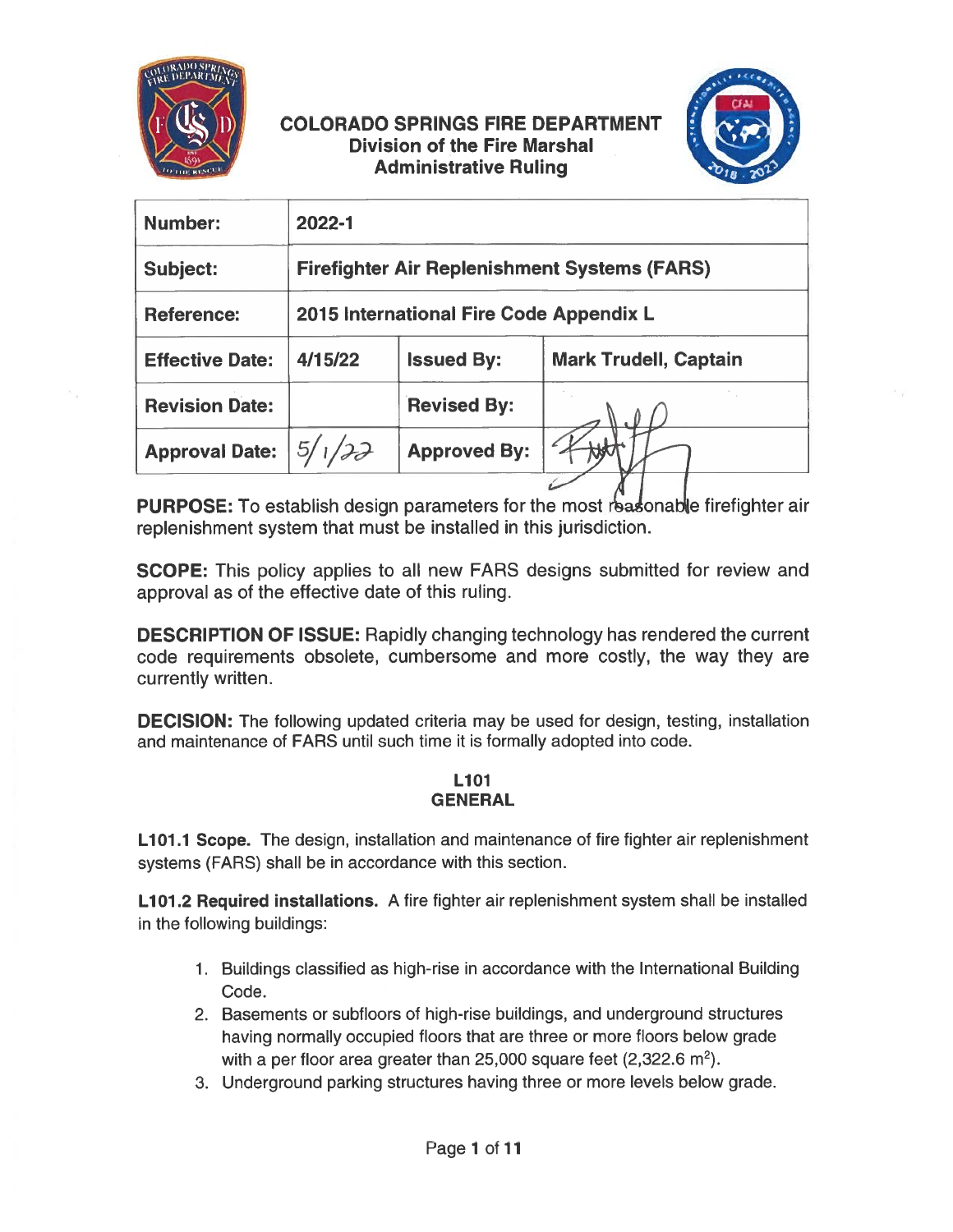# COLORADO SPRINGS FIRE DEPARTMENT
## Division of the Fire Marshal
## Administrative Ruling

| **Number:** | **2022-1** | | |
|---|---|---|---|
| **Subject:** | **Firefighter Air Replenishment Systems (FARS)** | | |
| **Reference:** | **2015 International Fire Code Appendix L** | | |
| **Effective Date:** | **4/15/22** | **Issued By:** | **Mark Trudell, Captain** |
| **Revision Date:** | | **Revised By:** | |
| **Approval Date:** | 5/1/22 | **Approved By:** | |

**PURPOSE:** To establish design parameters for the most reasonable firefighter air replenishment system that must be installed in this jurisdiction.

**SCOPE:** This policy applies to all new FARS designs submitted for review and approval as of the effective date of this ruling.

**DESCRIPTION OF ISSUE:** Rapidly changing technology has rendered the current code requirements obsolete, cumbersome and more costly, the way they are currently written.

**DECISION:** The following updated criteria may be used for design, testing, installation and maintenance of FARS until such time it is formally adopted into code.

### L101
### GENERAL

**L101.1 Scope.** The design, installation and maintenance of fire fighter air replenishment systems (FARS) shall be in accordance with this section.

**L101.2 Required installations.** A fire fighter air replenishment system shall be installed in the following buildings:

1. Buildings classified as high-rise in accordance with the International Building Code.
2. Basements or subfloors of high-rise buildings, and underground structures having normally occupied floors that are three or more floors below grade with a per floor area greater than 25,000 square feet (2,322.6 m$^2$).
3. Underground parking structures having three or more levels below grade.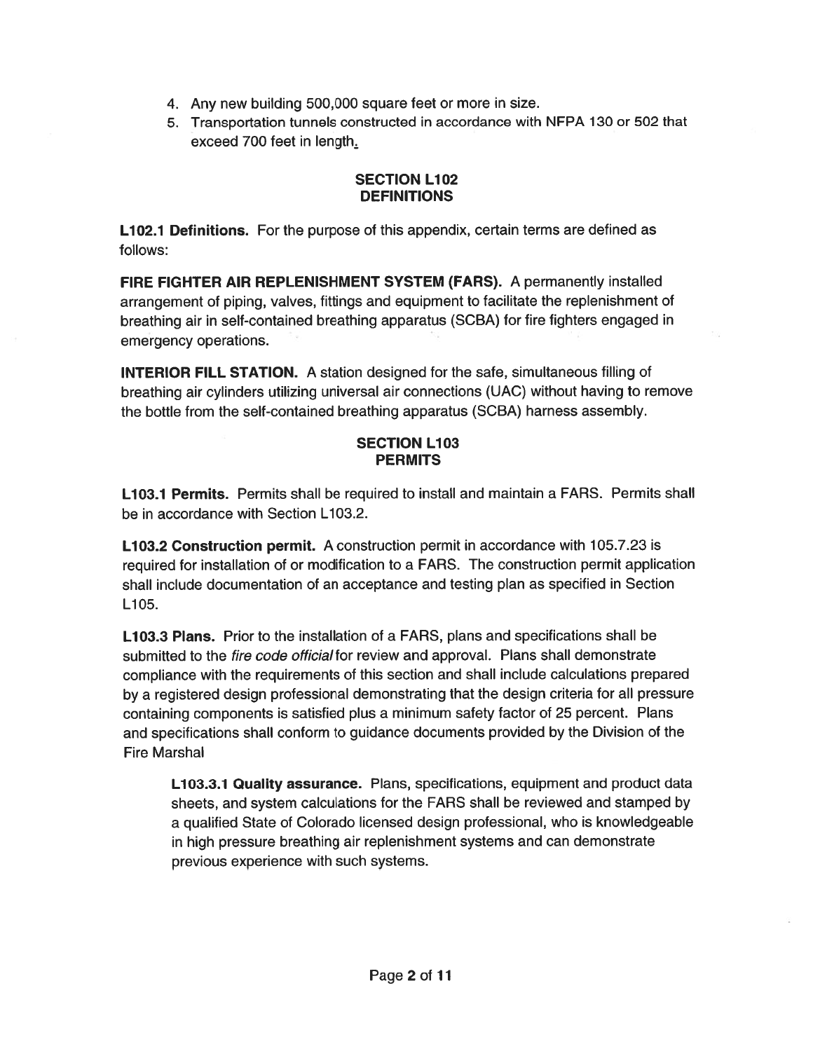4. Any new building 500,000 square feet or more in size.
5. Transportation tunnels constructed in accordance with NFPA 130 or 502 that exceed 700 feet in length.

## SECTION L102
## DEFINITIONS

**L102.1 Definitions.** For the purpose of this appendix, certain terms are defined as follows:

**FIRE FIGHTER AIR REPLENISHMENT SYSTEM (FARS).** A permanently installed arrangement of piping, valves, fittings and equipment to facilitate the replenishment of breathing air in self-contained breathing apparatus (SCBA) for fire fighters engaged in emergency operations.

**INTERIOR FILL STATION.** A station designed for the safe, simultaneous filling of breathing air cylinders utilizing universal air connections (UAC) without having to remove the bottle from the self-contained breathing apparatus (SCBA) harness assembly.

## SECTION L103
## PERMITS

**L103.1 Permits.** Permits shall be required to install and maintain a FARS. Permits shall be in accordance with Section L103.2.

**L103.2 Construction permit.** A construction permit in accordance with 105.7.23 is required for installation of or modification to a FARS. The construction permit application shall include documentation of an acceptance and testing plan as specified in Section L105.

**L103.3 Plans.** Prior to the installation of a FARS, plans and specifications shall be submitted to the *fire code official* for review and approval. Plans shall demonstrate compliance with the requirements of this section and shall include calculations prepared by a registered design professional demonstrating that the design criteria for all pressure containing components is satisfied plus a minimum safety factor of 25 percent. Plans and specifications shall conform to guidance documents provided by the Division of the Fire Marshal

> **L103.3.1 Quality assurance.** Plans, specifications, equipment and product data sheets, and system calculations for the FARS shall be reviewed and stamped by a qualified State of Colorado licensed design professional, who is knowledgeable in high pressure breathing air replenishment systems and can demonstrate previous experience with such systems.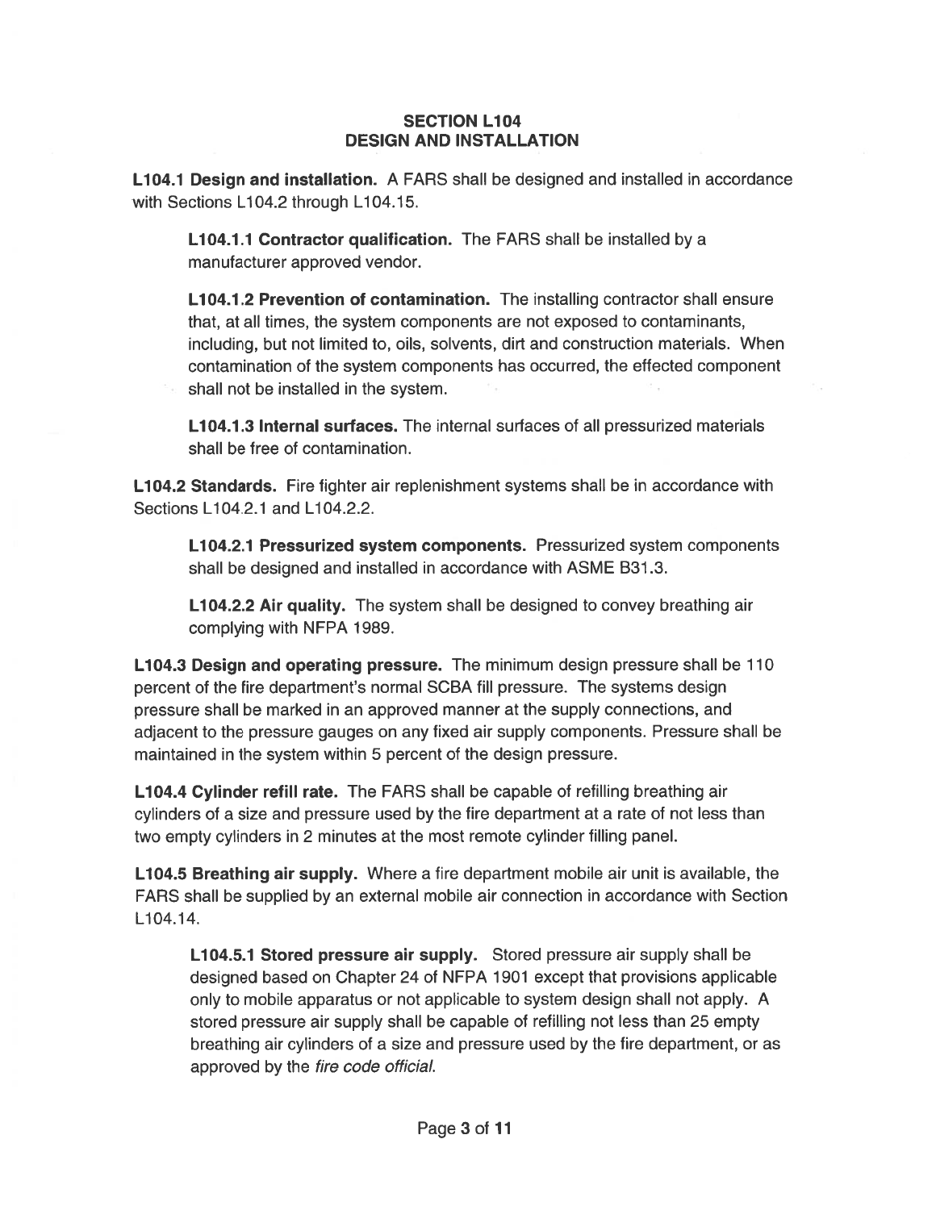## SECTION L104
## DESIGN AND INSTALLATION

**L104.1 Design and installation.** A FARS shall be designed and installed in accordance with Sections L104.2 through L104.15.

> **L104.1.1 Contractor qualification.** The FARS shall be installed by a manufacturer approved vendor.
>
> **L104.1.2 Prevention of contamination.** The installing contractor shall ensure that, at all times, the system components are not exposed to contaminants, including, but not limited to, oils, solvents, dirt and construction materials. When contamination of the system components has occurred, the effected component shall not be installed in the system.
>
> **L104.1.3 Internal surfaces.** The internal surfaces of all pressurized materials shall be free of contamination.

**L104.2 Standards.** Fire fighter air replenishment systems shall be in accordance with Sections L104.2.1 and L104.2.2.

> **L104.2.1 Pressurized system components.** Pressurized system components shall be designed and installed in accordance with ASME B31.3.
>
> **L104.2.2 Air quality.** The system shall be designed to convey breathing air complying with NFPA 1989.

**L104.3 Design and operating pressure.** The minimum design pressure shall be 110 percent of the fire department's normal SCBA fill pressure. The systems design pressure shall be marked in an approved manner at the supply connections, and adjacent to the pressure gauges on any fixed air supply components. Pressure shall be maintained in the system within 5 percent of the design pressure.

**L104.4 Cylinder refill rate.** The FARS shall be capable of refilling breathing air cylinders of a size and pressure used by the fire department at a rate of not less than two empty cylinders in 2 minutes at the most remote cylinder filling panel.

**L104.5 Breathing air supply.** Where a fire department mobile air unit is available, the FARS shall be supplied by an external mobile air connection in accordance with Section L104.14.

> **L104.5.1 Stored pressure air supply.** Stored pressure air supply shall be designed based on Chapter 24 of NFPA 1901 except that provisions applicable only to mobile apparatus or not applicable to system design shall not apply. A stored pressure air supply shall be capable of refilling not less than 25 empty breathing air cylinders of a size and pressure used by the fire department, or as approved by the *fire code official*.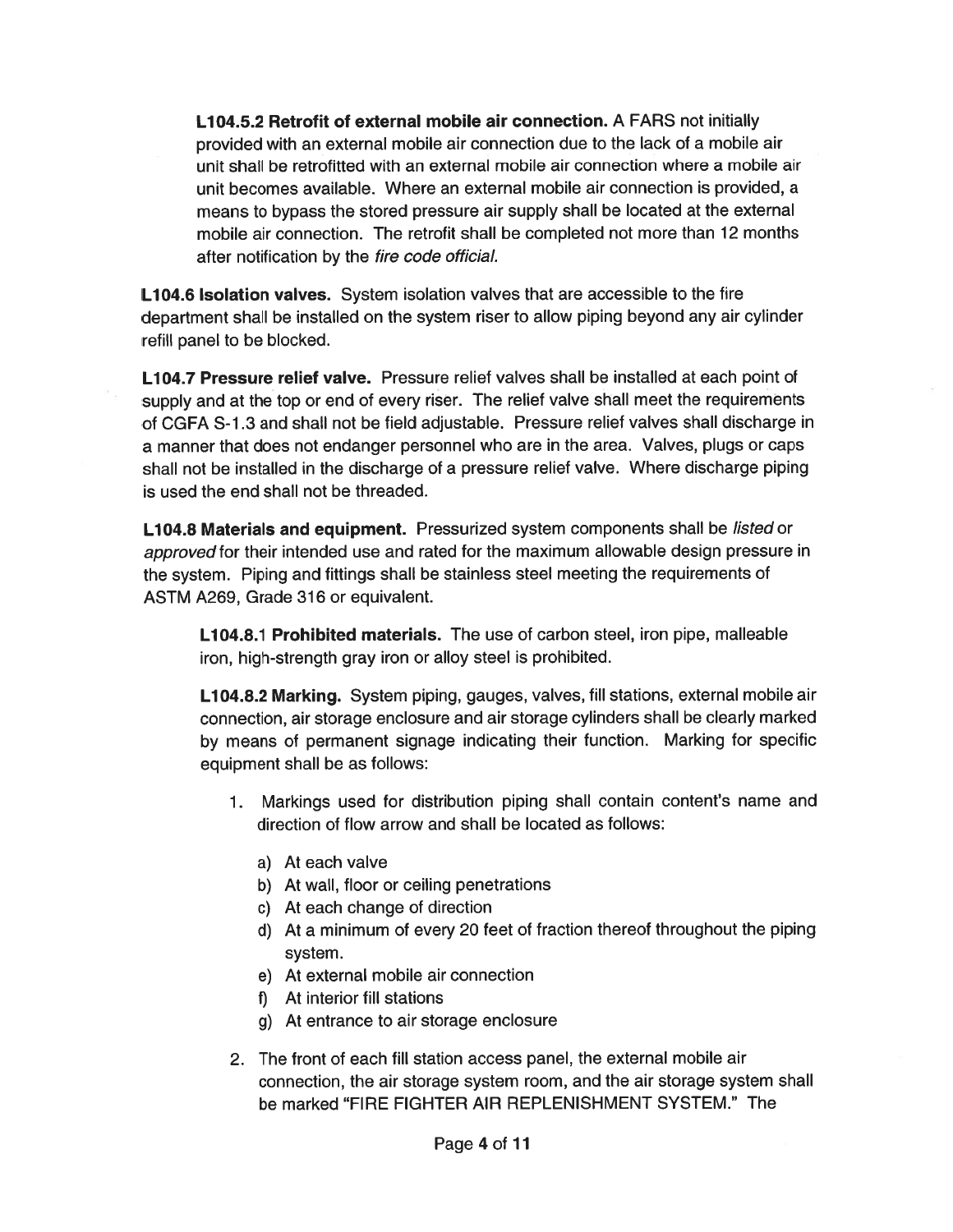**L104.5.2 Retrofit of external mobile air connection.** A FARS not initially provided with an external mobile air connection due to the lack of a mobile air unit shall be retrofitted with an external mobile air connection where a mobile air unit becomes available. Where an external mobile air connection is provided, a means to bypass the stored pressure air supply shall be located at the external mobile air connection. The retrofit shall be completed not more than 12 months after notification by the *fire code official.*

**L104.6 Isolation valves.** System isolation valves that are accessible to the fire department shall be installed on the system riser to allow piping beyond any air cylinder refill panel to be blocked.

**L104.7 Pressure relief valve.** Pressure relief valves shall be installed at each point of supply and at the top or end of every riser. The relief valve shall meet the requirements of CGFA S-1.3 and shall not be field adjustable. Pressure relief valves shall discharge in a manner that does not endanger personnel who are in the area. Valves, plugs or caps shall not be installed in the discharge of a pressure relief valve. Where discharge piping is used the end shall not be threaded.

**L104.8 Materials and equipment.** Pressurized system components shall be *listed* or *approved* for their intended use and rated for the maximum allowable design pressure in the system. Piping and fittings shall be stainless steel meeting the requirements of ASTM A269, Grade 316 or equivalent.

**L104.8.1 Prohibited materials.** The use of carbon steel, iron pipe, malleable iron, high-strength gray iron or alloy steel is prohibited.

**L104.8.2 Marking.** System piping, gauges, valves, fill stations, external mobile air connection, air storage enclosure and air storage cylinders shall be clearly marked by means of permanent signage indicating their function. Marking for specific equipment shall be as follows:

1. Markings used for distribution piping shall contain content's name and direction of flow arrow and shall be located as follows:
   a) At each valve
   b) At wall, floor or ceiling penetrations
   c) At each change of direction
   d) At a minimum of every 20 feet of fraction thereof throughout the piping system.
   e) At external mobile air connection
   f) At interior fill stations
   g) At entrance to air storage enclosure
2. The front of each fill station access panel, the external mobile air connection, the air storage system room, and the air storage system shall be marked "FIRE FIGHTER AIR REPLENISHMENT SYSTEM." The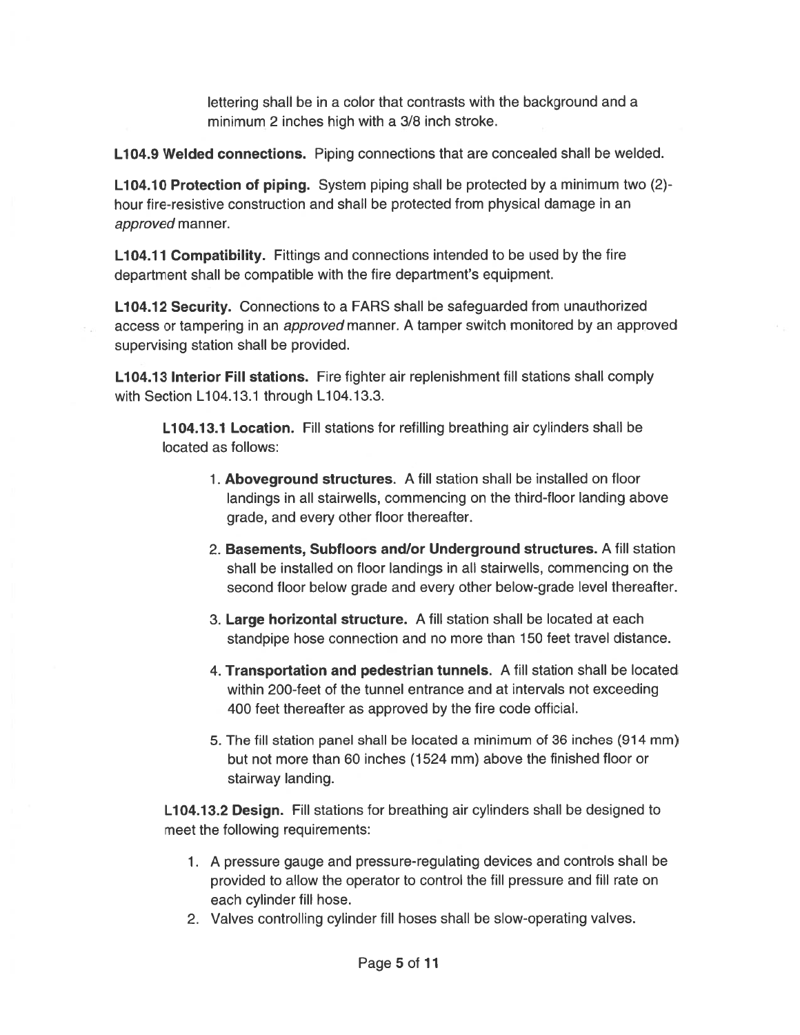lettering shall be in a color that contrasts with the background and a minimum 2 inches high with a 3/8 inch stroke.

**L104.9 Welded connections.** Piping connections that are concealed shall be welded.

**L104.10 Protection of piping.** System piping shall be protected by a minimum two (2)-hour fire-resistive construction and shall be protected from physical damage in an *approved* manner.

**L104.11 Compatibility.** Fittings and connections intended to be used by the fire department shall be compatible with the fire department's equipment.

**L104.12 Security.** Connections to a FARS shall be safeguarded from unauthorized access or tampering in an *approved* manner. A tamper switch monitored by an approved supervising station shall be provided.

**L104.13 Interior Fill stations.** Fire fighter air replenishment fill stations shall comply with Section L104.13.1 through L104.13.3.

**L104.13.1 Location.** Fill stations for refilling breathing air cylinders shall be located as follows:

1. **Aboveground structures**. A fill station shall be installed on floor landings in all stairwells, commencing on the third-floor landing above grade, and every other floor thereafter.
2. **Basements, Subfloors and/or Underground structures.** A fill station shall be installed on floor landings in all stairwells, commencing on the second floor below grade and every other below-grade level thereafter.
3. **Large horizontal structure.** A fill station shall be located at each standpipe hose connection and no more than 150 feet travel distance.
4. **Transportation and pedestrian tunnels**. A fill station shall be located within 200-feet of the tunnel entrance and at intervals not exceeding 400 feet thereafter as approved by the fire code official.
5. The fill station panel shall be located a minimum of 36 inches (914 mm) but not more than 60 inches (1524 mm) above the finished floor or stairway landing.

**L104.13.2 Design.** Fill stations for breathing air cylinders shall be designed to meet the following requirements:

1. A pressure gauge and pressure-regulating devices and controls shall be provided to allow the operator to control the fill pressure and fill rate on each cylinder fill hose.
2. Valves controlling cylinder fill hoses shall be slow-operating valves.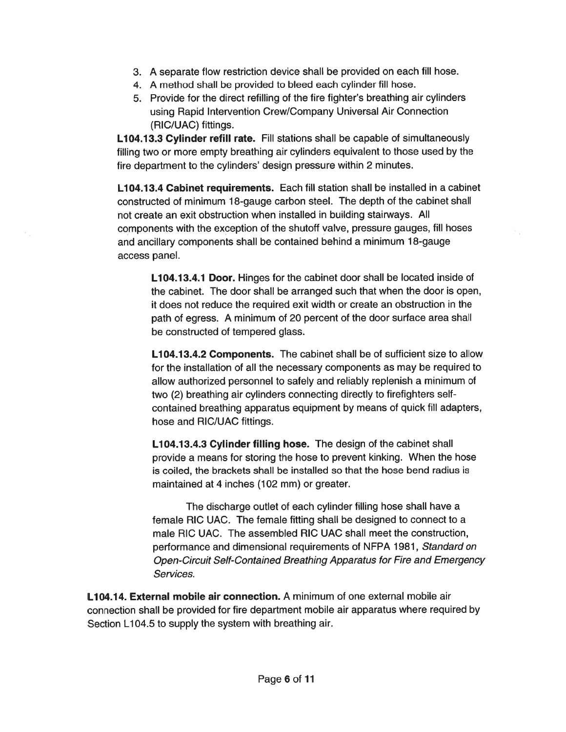3. A separate flow restriction device shall be provided on each fill hose.
4. A method shall be provided to bleed each cylinder fill hose.
5. Provide for the direct refilling of the fire fighter's breathing air cylinders using Rapid Intervention Crew/Company Universal Air Connection (RIC/UAC) fittings.

**L104.13.3 Cylinder refill rate.** Fill stations shall be capable of simultaneously filling two or more empty breathing air cylinders equivalent to those used by the fire department to the cylinders' design pressure within 2 minutes.

**L104.13.4 Cabinet requirements.** Each fill station shall be installed in a cabinet constructed of minimum 18-gauge carbon steel. The depth of the cabinet shall not create an exit obstruction when installed in building stairways. All components with the exception of the shutoff valve, pressure gauges, fill hoses and ancillary components shall be contained behind a minimum 18-gauge access panel.

> **L104.13.4.1 Door.** Hinges for the cabinet door shall be located inside of the cabinet. The door shall be arranged such that when the door is open, it does not reduce the required exit width or create an obstruction in the path of egress. A minimum of 20 percent of the door surface area shall be constructed of tempered glass.
>
> **L104.13.4.2 Components.** The cabinet shall be of sufficient size to allow for the installation of all the necessary components as may be required to allow authorized personnel to safely and reliably replenish a minimum of two (2) breathing air cylinders connecting directly to firefighters self-contained breathing apparatus equipment by means of quick fill adapters, hose and RIC/UAC fittings.
>
> **L104.13.4.3 Cylinder filling hose.** The design of the cabinet shall provide a means for storing the hose to prevent kinking. When the hose is coiled, the brackets shall be installed so that the hose bend radius is maintained at 4 inches (102 mm) or greater.
>
> The discharge outlet of each cylinder filling hose shall have a female RIC UAC. The female fitting shall be designed to connect to a male RIC UAC. The assembled RIC UAC shall meet the construction, performance and dimensional requirements of NFPA 1981, *Standard on Open-Circuit Self-Contained Breathing Apparatus for Fire and Emergency Services.*

**L104.14. External mobile air connection.** A minimum of one external mobile air connection shall be provided for fire department mobile air apparatus where required by Section L104.5 to supply the system with breathing air.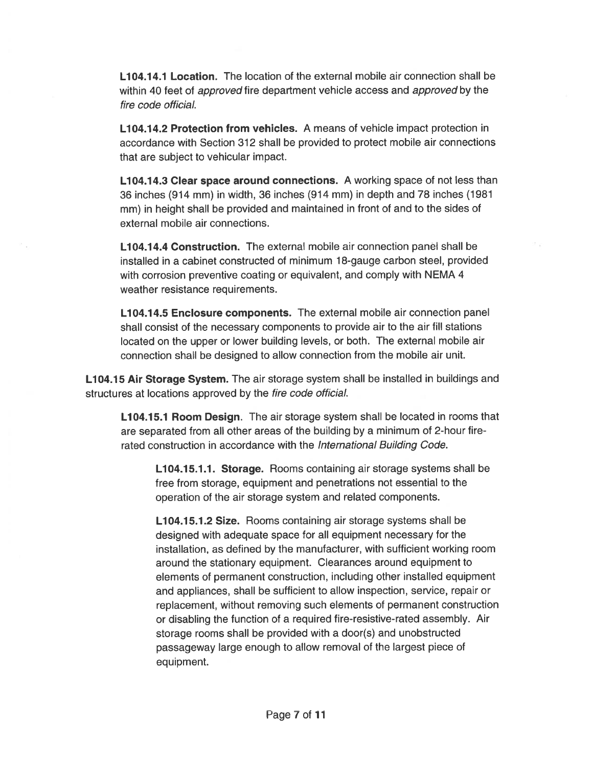**L104.14.1 Location.** The location of the external mobile air connection shall be within 40 feet of *approved* fire department vehicle access and *approved* by the *fire code official*.

**L104.14.2 Protection from vehicles.** A means of vehicle impact protection in accordance with Section 312 shall be provided to protect mobile air connections that are subject to vehicular impact.

**L104.14.3 Clear space around connections.** A working space of not less than 36 inches (914 mm) in width, 36 inches (914 mm) in depth and 78 inches (1981 mm) in height shall be provided and maintained in front of and to the sides of external mobile air connections.

**L104.14.4 Construction.** The external mobile air connection panel shall be installed in a cabinet constructed of minimum 18-gauge carbon steel, provided with corrosion preventive coating or equivalent, and comply with NEMA 4 weather resistance requirements.

**L104.14.5 Enclosure components.** The external mobile air connection panel shall consist of the necessary components to provide air to the air fill stations located on the upper or lower building levels, or both. The external mobile air connection shall be designed to allow connection from the mobile air unit.

**L104.15 Air Storage System.** The air storage system shall be installed in buildings and structures at locations approved by the *fire code official*.

**L104.15.1 Room Design**. The air storage system shall be located in rooms that are separated from all other areas of the building by a minimum of 2-hour fire-rated construction in accordance with the *International Building Code*.

**L104.15.1.1. Storage.** Rooms containing air storage systems shall be free from storage, equipment and penetrations not essential to the operation of the air storage system and related components.

**L104.15.1.2 Size.** Rooms containing air storage systems shall be designed with adequate space for all equipment necessary for the installation, as defined by the manufacturer, with sufficient working room around the stationary equipment. Clearances around equipment to elements of permanent construction, including other installed equipment and appliances, shall be sufficient to allow inspection, service, repair or replacement, without removing such elements of permanent construction or disabling the function of a required fire-resistive-rated assembly. Air storage rooms shall be provided with a door(s) and unobstructed passageway large enough to allow removal of the largest piece of equipment.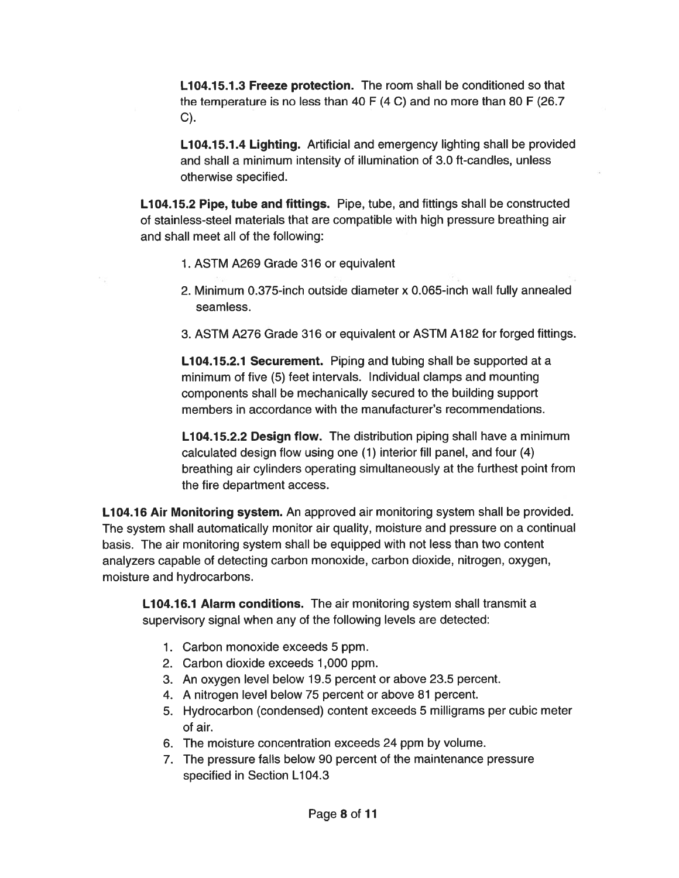**L104.15.1.3 Freeze protection.** The room shall be conditioned so that the temperature is no less than 40 F (4 C) and no more than 80 F (26.7 C).

**L104.15.1.4 Lighting.** Artificial and emergency lighting shall be provided and shall a minimum intensity of illumination of 3.0 ft-candles, unless otherwise specified.

**L104.15.2 Pipe, tube and fittings.** Pipe, tube, and fittings shall be constructed of stainless-steel materials that are compatible with high pressure breathing air and shall meet all of the following:

1. ASTM A269 Grade 316 or equivalent
2. Minimum 0.375-inch outside diameter x 0.065-inch wall fully annealed seamless.
3. ASTM A276 Grade 316 or equivalent or ASTM A182 for forged fittings.

**L104.15.2.1 Securement.** Piping and tubing shall be supported at a minimum of five (5) feet intervals. Individual clamps and mounting components shall be mechanically secured to the building support members in accordance with the manufacturer's recommendations.

**L104.15.2.2 Design flow.** The distribution piping shall have a minimum calculated design flow using one (1) interior fill panel, and four (4) breathing air cylinders operating simultaneously at the furthest point from the fire department access.

**L104.16 Air Monitoring system.** An approved air monitoring system shall be provided. The system shall automatically monitor air quality, moisture and pressure on a continual basis. The air monitoring system shall be equipped with not less than two content analyzers capable of detecting carbon monoxide, carbon dioxide, nitrogen, oxygen, moisture and hydrocarbons.

**L104.16.1 Alarm conditions.** The air monitoring system shall transmit a supervisory signal when any of the following levels are detected:

1. Carbon monoxide exceeds 5 ppm.
2. Carbon dioxide exceeds 1,000 ppm.
3. An oxygen level below 19.5 percent or above 23.5 percent.
4. A nitrogen level below 75 percent or above 81 percent.
5. Hydrocarbon (condensed) content exceeds 5 milligrams per cubic meter of air.
6. The moisture concentration exceeds 24 ppm by volume.
7. The pressure falls below 90 percent of the maintenance pressure specified in Section L104.3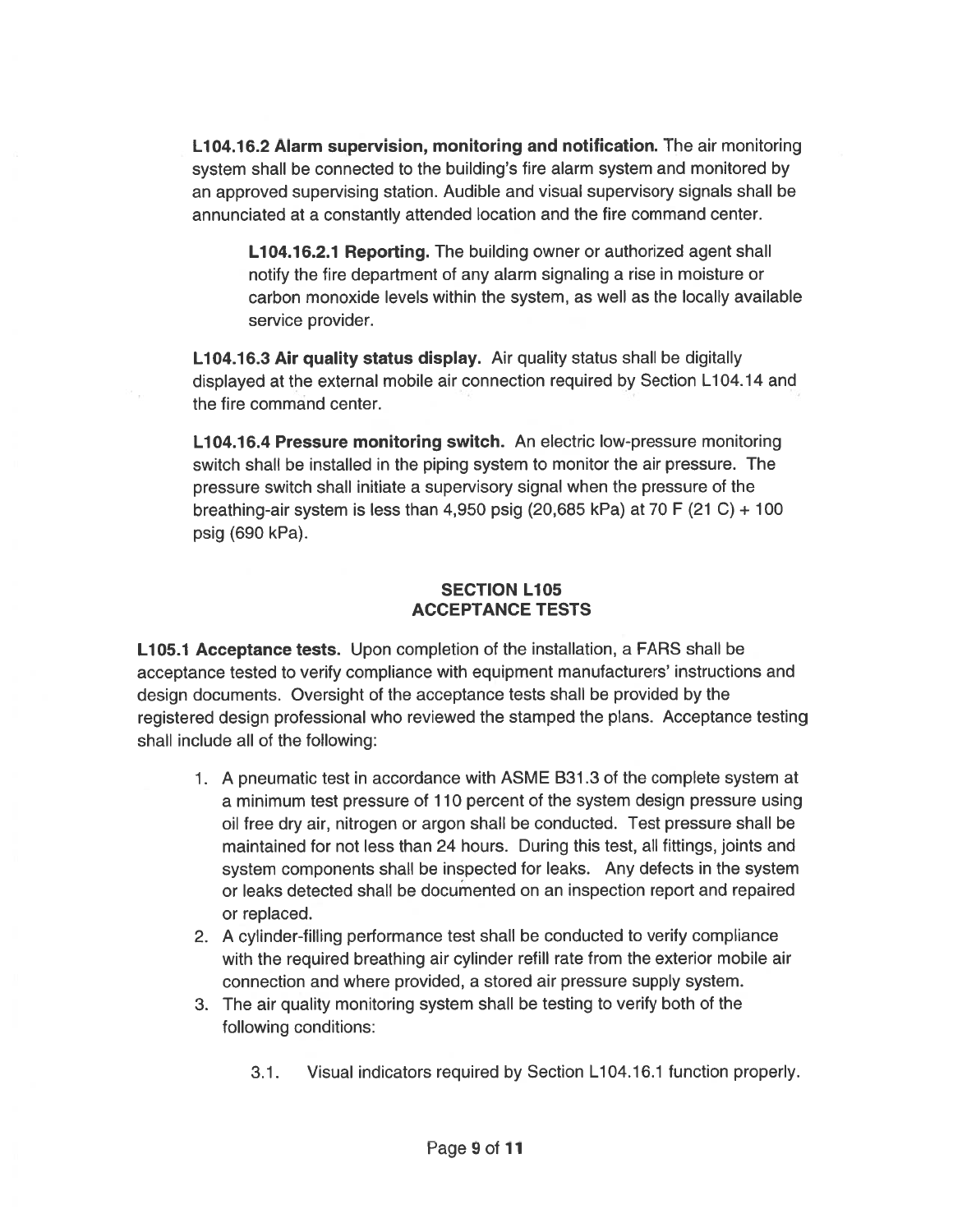**L104.16.2 Alarm supervision, monitoring and notification.** The air monitoring system shall be connected to the building's fire alarm system and monitored by an approved supervising station. Audible and visual supervisory signals shall be annunciated at a constantly attended location and the fire command center.

**L104.16.2.1 Reporting.** The building owner or authorized agent shall notify the fire department of any alarm signaling a rise in moisture or carbon monoxide levels within the system, as well as the locally available service provider.

**L104.16.3 Air quality status display.** Air quality status shall be digitally displayed at the external mobile air connection required by Section L104.14 and the fire command center.

**L104.16.4 Pressure monitoring switch.** An electric low-pressure monitoring switch shall be installed in the piping system to monitor the air pressure. The pressure switch shall initiate a supervisory signal when the pressure of the breathing-air system is less than 4,950 psig (20,685 kPa) at 70 F (21 C) + 100 psig (690 kPa).

## SECTION L105
## ACCEPTANCE TESTS

**L105.1 Acceptance tests.** Upon completion of the installation, a FARS shall be acceptance tested to verify compliance with equipment manufacturers' instructions and design documents. Oversight of the acceptance tests shall be provided by the registered design professional who reviewed the stamped the plans. Acceptance testing shall include all of the following:

1. A pneumatic test in accordance with ASME B31.3 of the complete system at a minimum test pressure of 110 percent of the system design pressure using oil free dry air, nitrogen or argon shall be conducted. Test pressure shall be maintained for not less than 24 hours. During this test, all fittings, joints and system components shall be inspected for leaks. Any defects in the system or leaks detected shall be documented on an inspection report and repaired or replaced.
2. A cylinder-filling performance test shall be conducted to verify compliance with the required breathing air cylinder refill rate from the exterior mobile air connection and where provided, a stored air pressure supply system.
3. The air quality monitoring system shall be testing to verify both of the following conditions:
    3.1. Visual indicators required by Section L104.16.1 function properly.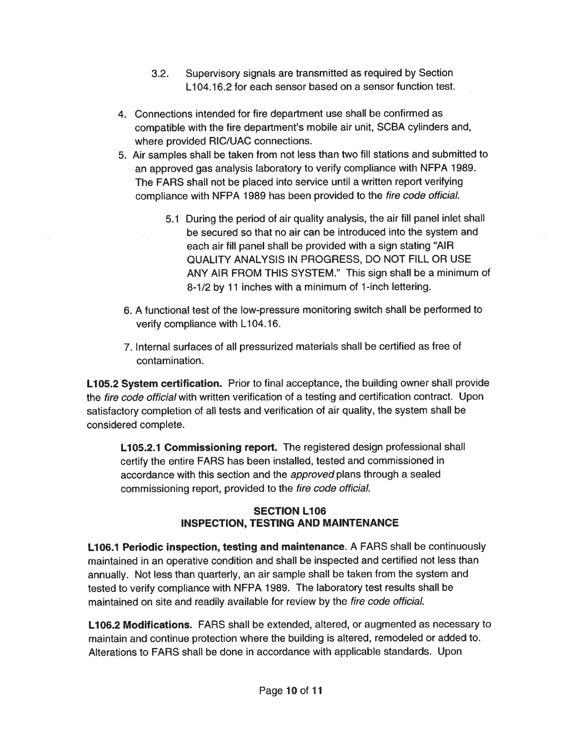3.2. Supervisory signals are transmitted as required by Section L104.16.2 for each sensor based on a sensor function test.

4. Connections intended for fire department use shall be confirmed as compatible with the fire department's mobile air unit, SCBA cylinders and, where provided RIC/UAC connections.
5. Air samples shall be taken from not less than two fill stations and submitted to an approved gas analysis laboratory to verify compliance with NFPA 1989. The FARS shall not be placed into service until a written report verifying compliance with NFPA 1989 has been provided to the *fire code official.*

   5.1 During the period of air quality analysis, the air fill panel inlet shall be secured so that no air can be introduced into the system and each air fill panel shall be provided with a sign stating "AIR QUALITY ANALYSIS IN PROGRESS, DO NOT FILL OR USE ANY AIR FROM THIS SYSTEM." This sign shall be a minimum of 8-1/2 by 11 inches with a minimum of 1-inch lettering.

6. A functional test of the low-pressure monitoring switch shall be performed to verify compliance with L104.16.
7. Internal surfaces of all pressurized materials shall be certified as free of contamination.

**L105.2 System certification.** Prior to final acceptance, the building owner shall provide the *fire code official* with written verification of a testing and certification contract. Upon satisfactory completion of all tests and verification of air quality, the system shall be considered complete.

**L105.2.1 Commissioning report.** The registered design professional shall certify the entire FARS has been installed, tested and commissioned in accordance with this section and the *approved* plans through a sealed commissioning report, provided to the *fire code official.*

## SECTION L106
## INSPECTION, TESTING AND MAINTENANCE

**L106.1 Periodic inspection, testing and maintenance**. A FARS shall be continuously maintained in an operative condition and shall be inspected and certified not less than annually. Not less than quarterly, an air sample shall be taken from the system and tested to verify compliance with NFPA 1989. The laboratory test results shall be maintained on site and readily available for review by the *fire code official.*

**L106.2 Modifications.** FARS shall be extended, altered, or augmented as necessary to maintain and continue protection where the building is altered, remodeled or added to. Alterations to FARS shall be done in accordance with applicable standards. Upon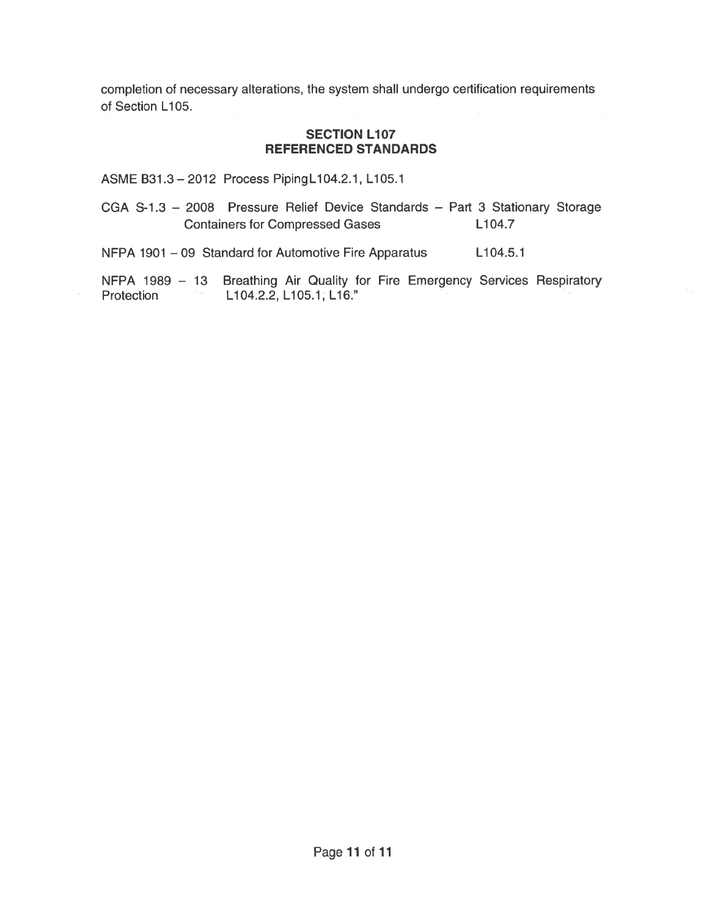completion of necessary alterations, the system shall undergo certification requirements of Section L105.

## SECTION L107
## REFERENCED STANDARDS

ASME B31.3 – 2012 Process PipingL104.2.1, L105.1

CGA S-1.3 – 2008 Pressure Relief Device Standards – Part 3 Stationary Storage Containers for Compressed Gases L104.7

NFPA 1901 – 09 Standard for Automotive Fire Apparatus L104.5.1

NFPA 1989 – 13 Breathing Air Quality for Fire Emergency Services Respiratory Protection L104.2.2, L105.1, L16."